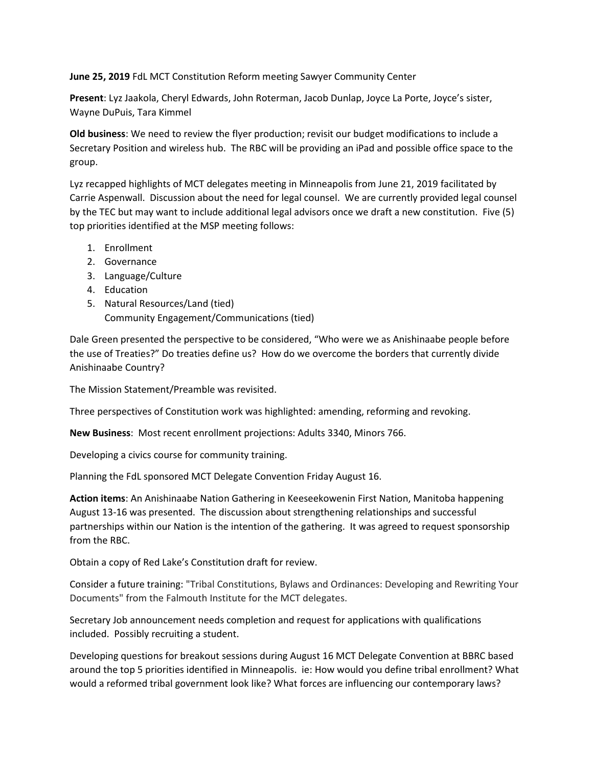**June 25, 2019** FdL MCT Constitution Reform meeting Sawyer Community Center

**Present**: Lyz Jaakola, Cheryl Edwards, John Roterman, Jacob Dunlap, Joyce La Porte, Joyce's sister, Wayne DuPuis, Tara Kimmel

**Old business**: We need to review the flyer production; revisit our budget modifications to include a Secretary Position and wireless hub. The RBC will be providing an iPad and possible office space to the group.

Lyz recapped highlights of MCT delegates meeting in Minneapolis from June 21, 2019 facilitated by Carrie Aspenwall. Discussion about the need for legal counsel. We are currently provided legal counsel by the TEC but may want to include additional legal advisors once we draft a new constitution. Five (5) top priorities identified at the MSP meeting follows:

1. Enrollment
2. Governance
3. Language/Culture
4. Education
5. Natural Resources/Land (tied)
   Community Engagement/Communications (tied)

Dale Green presented the perspective to be considered, "Who were we as Anishinaabe people before the use of Treaties?" Do treaties define us? How do we overcome the borders that currently divide Anishinaabe Country?

The Mission Statement/Preamble was revisited.

Three perspectives of Constitution work was highlighted: amending, reforming and revoking.

**New Business**: Most recent enrollment projections: Adults 3340, Minors 766.

Developing a civics course for community training.

Planning the FdL sponsored MCT Delegate Convention Friday August 16.

**Action items**: An Anishinaabe Nation Gathering in Keeseekowenin First Nation, Manitoba happening August 13-16 was presented. The discussion about strengthening relationships and successful partnerships within our Nation is the intention of the gathering. It was agreed to request sponsorship from the RBC.

Obtain a copy of Red Lake's Constitution draft for review.

Consider a future training: "Tribal Constitutions, Bylaws and Ordinances: Developing and Rewriting Your Documents" from the Falmouth Institute for the MCT delegates.

Secretary Job announcement needs completion and request for applications with qualifications included. Possibly recruiting a student.

Developing questions for breakout sessions during August 16 MCT Delegate Convention at BBRC based around the top 5 priorities identified in Minneapolis. ie: How would you define tribal enrollment? What would a reformed tribal government look like? What forces are influencing our contemporary laws?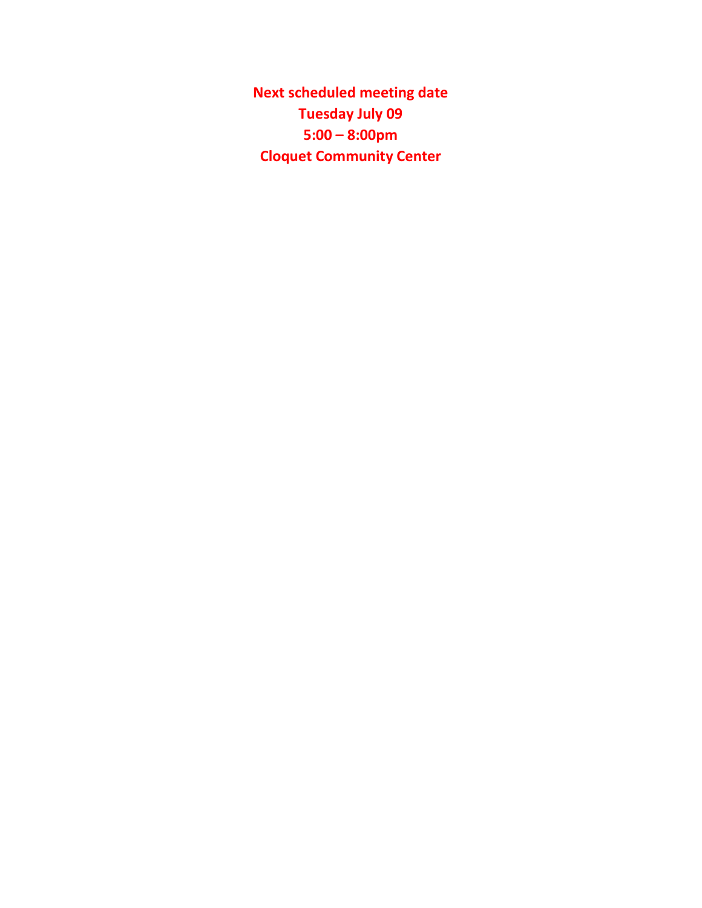**Next scheduled meeting date**
**Tuesday July 09**
**5:00 – 8:00pm**
**Cloquet Community Center**